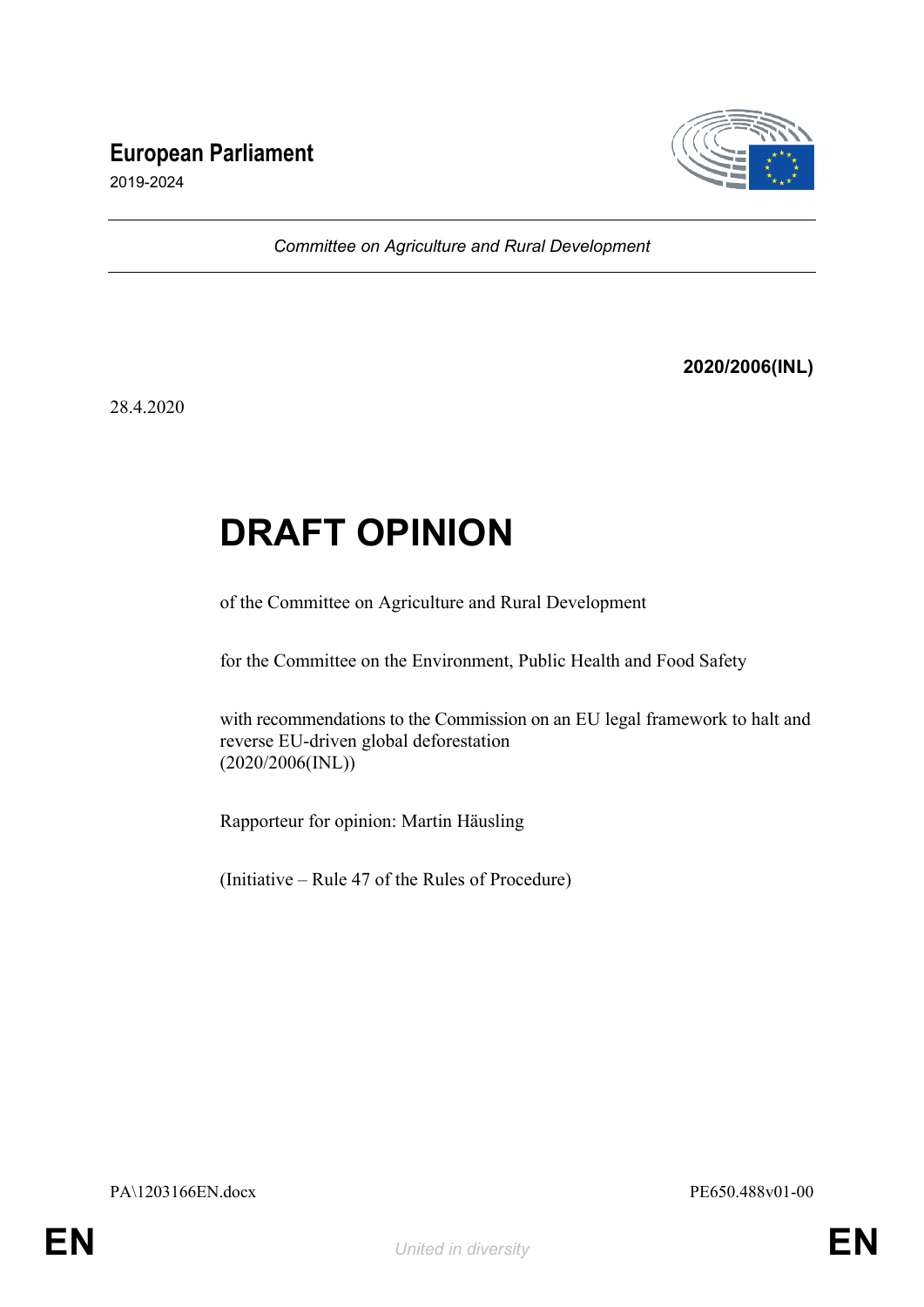**European Parliament**

2019-2024

*Committee on Agriculture and Rural Development*

**2020/2006(INL)**

28.4.2020

# DRAFT OPINION

of the Committee on Agriculture and Rural Development

for the Committee on the Environment, Public Health and Food Safety

with recommendations to the Commission on an EU legal framework to halt and reverse EU-driven global deforestation
(2020/2006(INL))

Rapporteur for opinion: Martin Häusling

(Initiative – Rule 47 of the Rules of Procedure)

PA\1203166EN.docx PE650.488v01-00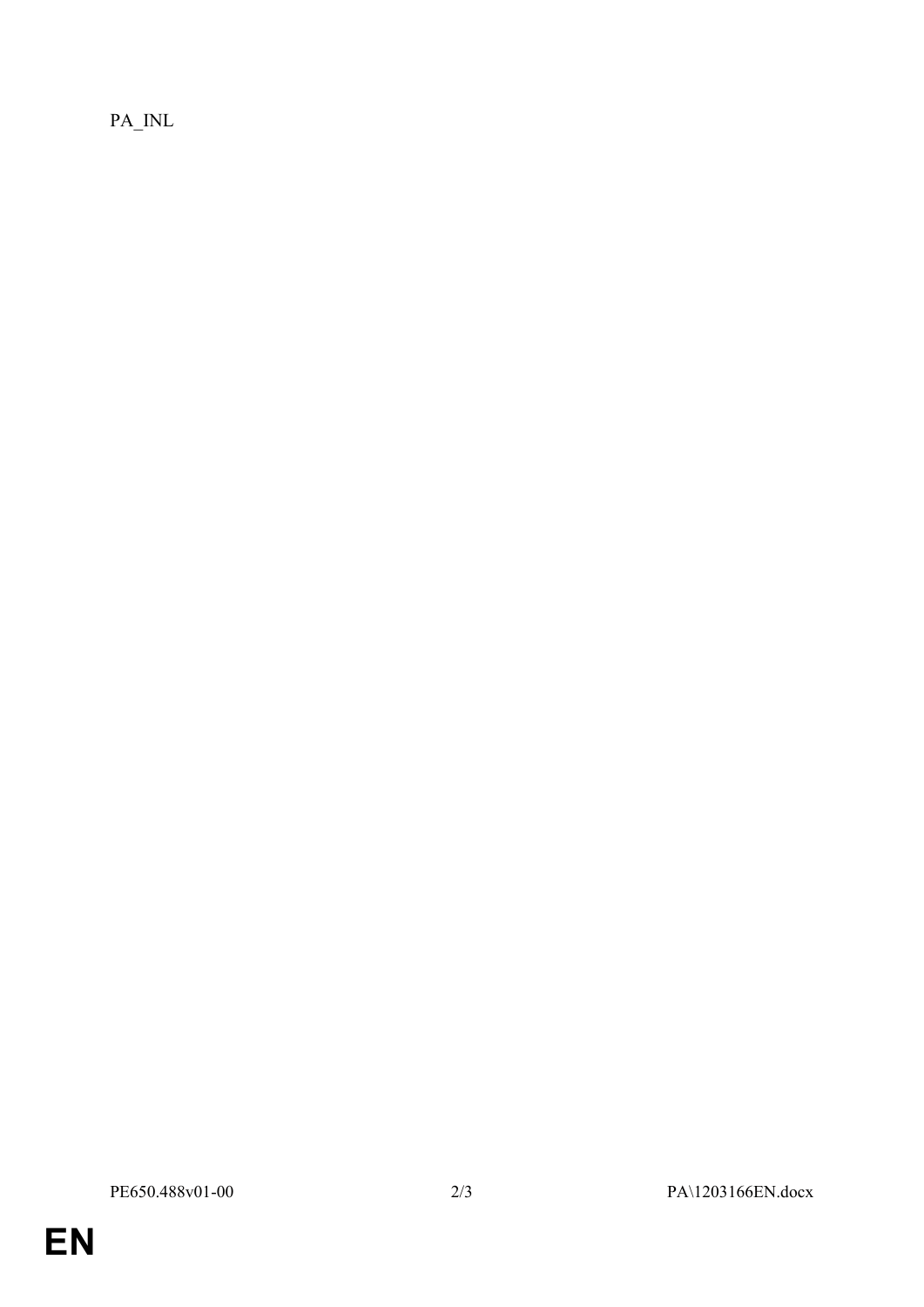PA_INL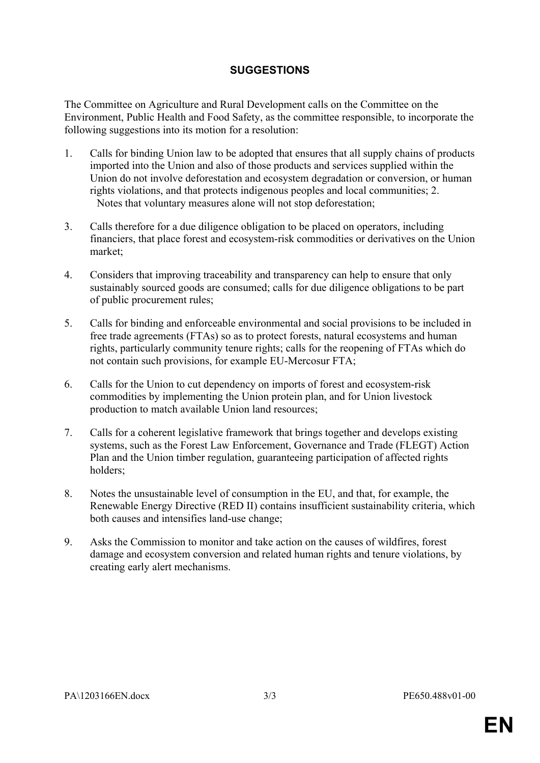**SUGGESTIONS**

The Committee on Agriculture and Rural Development calls on the Committee on the Environment, Public Health and Food Safety, as the committee responsible, to incorporate the following suggestions into its motion for a resolution:

1. Calls for binding Union law to be adopted that ensures that all supply chains of products imported into the Union and also of those products and services supplied within the Union do not involve deforestation and ecosystem degradation or conversion, or human rights violations, and that protects indigenous peoples and local communities; 2. Notes that voluntary measures alone will not stop deforestation;

3. Calls therefore for a due diligence obligation to be placed on operators, including financiers, that place forest and ecosystem-risk commodities or derivatives on the Union market;

4. Considers that improving traceability and transparency can help to ensure that only sustainably sourced goods are consumed; calls for due diligence obligations to be part of public procurement rules;

5. Calls for binding and enforceable environmental and social provisions to be included in free trade agreements (FTAs) so as to protect forests, natural ecosystems and human rights, particularly community tenure rights; calls for the reopening of FTAs which do not contain such provisions, for example EU-Mercosur FTA;

6. Calls for the Union to cut dependency on imports of forest and ecosystem-risk commodities by implementing the Union protein plan, and for Union livestock production to match available Union land resources;

7. Calls for a coherent legislative framework that brings together and develops existing systems, such as the Forest Law Enforcement, Governance and Trade (FLEGT) Action Plan and the Union timber regulation, guaranteeing participation of affected rights holders;

8. Notes the unsustainable level of consumption in the EU, and that, for example, the Renewable Energy Directive (RED II) contains insufficient sustainability criteria, which both causes and intensifies land-use change;

9. Asks the Commission to monitor and take action on the causes of wildfires, forest damage and ecosystem conversion and related human rights and tenure violations, by creating early alert mechanisms.